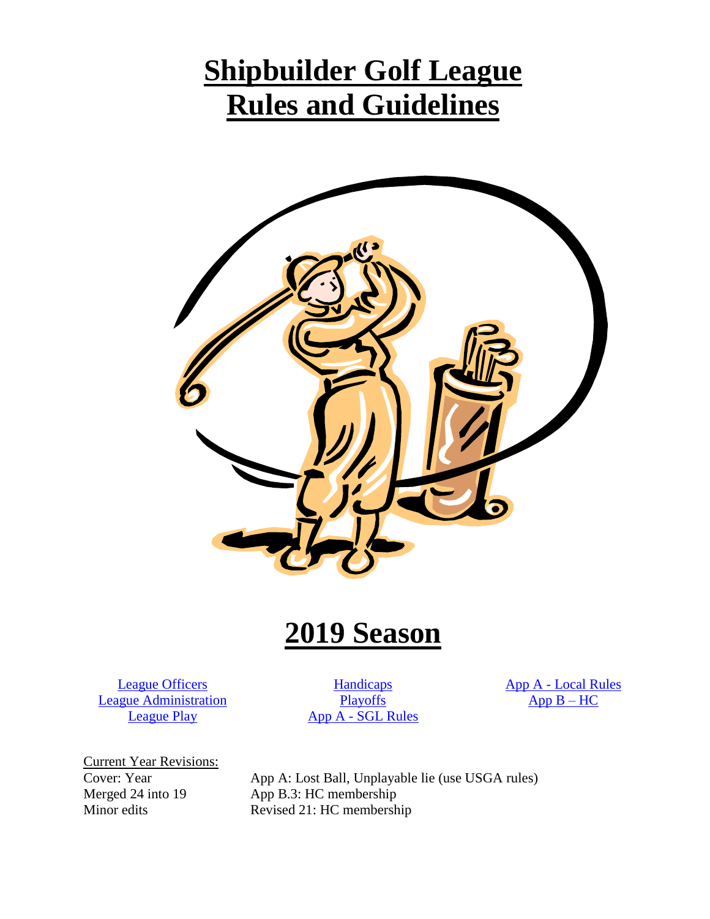# Shipbuilder Golf League Rules and Guidelines

# 2019 Season

| | | |
|---|---|---|
| League Officers | Handicaps | App A - Local Rules |
| League Administration | Playoffs | App B – HC |
| League Play | App A - SGL Rules | |

Current Year Revisions:

| | |
|---|---|
| Cover: Year | App A: Lost Ball, Unplayable lie (use USGA rules) |
| Merged 24 into 19 | App B.3: HC membership |
| Minor edits | Revised 21: HC membership |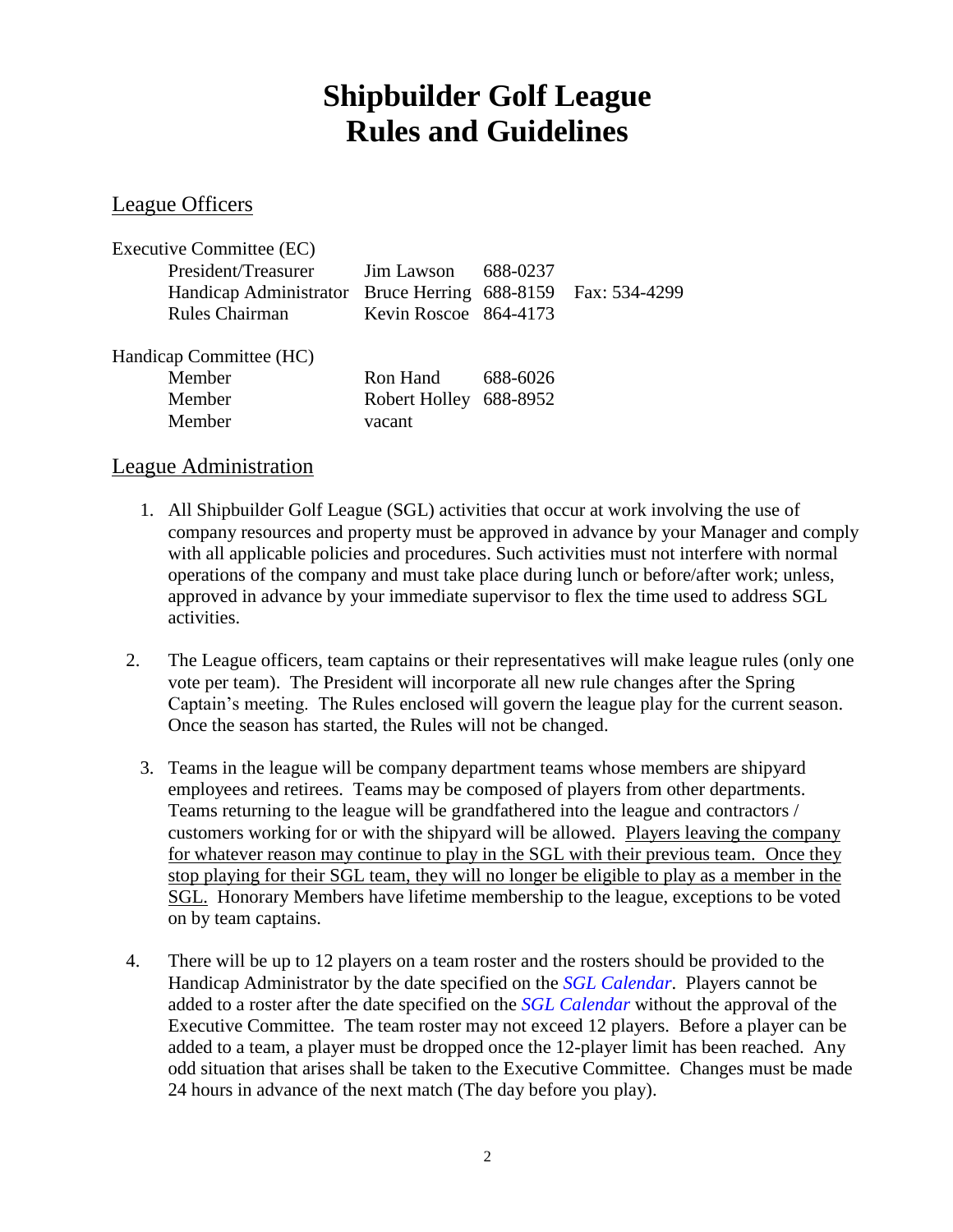# Shipbuilder Golf League
# Rules and Guidelines

## League Officers

Executive Committee (EC)

| | | | |
|---|---|---|---|
| President/Treasurer | Jim Lawson | 688-0237 | |
| Handicap Administrator | Bruce Herring | 688-8159 | Fax: 534-4299 |
| Rules Chairman | Kevin Roscoe | 864-4173 | |

Handicap Committee (HC)

| | | |
|---|---|---|
| Member | Ron Hand | 688-6026 |
| Member | Robert Holley | 688-8952 |
| Member | vacant | |

## League Administration

1. All Shipbuilder Golf League (SGL) activities that occur at work involving the use of company resources and property must be approved in advance by your Manager and comply with all applicable policies and procedures. Such activities must not interfere with normal operations of the company and must take place during lunch or before/after work; unless, approved in advance by your immediate supervisor to flex the time used to address SGL activities.

2. The League officers, team captains or their representatives will make league rules (only one vote per team). The President will incorporate all new rule changes after the Spring Captain's meeting. The Rules enclosed will govern the league play for the current season. Once the season has started, the Rules will not be changed.

3. Teams in the league will be company department teams whose members are shipyard employees and retirees. Teams may be composed of players from other departments. Teams returning to the league will be grandfathered into the league and contractors / customers working for or with the shipyard will be allowed. <u>Players leaving the company for whatever reason may continue to play in the SGL with their previous team. Once they stop playing for their SGL team, they will no longer be eligible to play as a member in the SGL.</u> Honorary Members have lifetime membership to the league, exceptions to be voted on by team captains.

4. There will be up to 12 players on a team roster and the rosters should be provided to the Handicap Administrator by the date specified on the *SGL Calendar*. Players cannot be added to a roster after the date specified on the *SGL Calendar* without the approval of the Executive Committee. The team roster may not exceed 12 players. Before a player can be added to a team, a player must be dropped once the 12-player limit has been reached. Any odd situation that arises shall be taken to the Executive Committee. Changes must be made 24 hours in advance of the next match (The day before you play).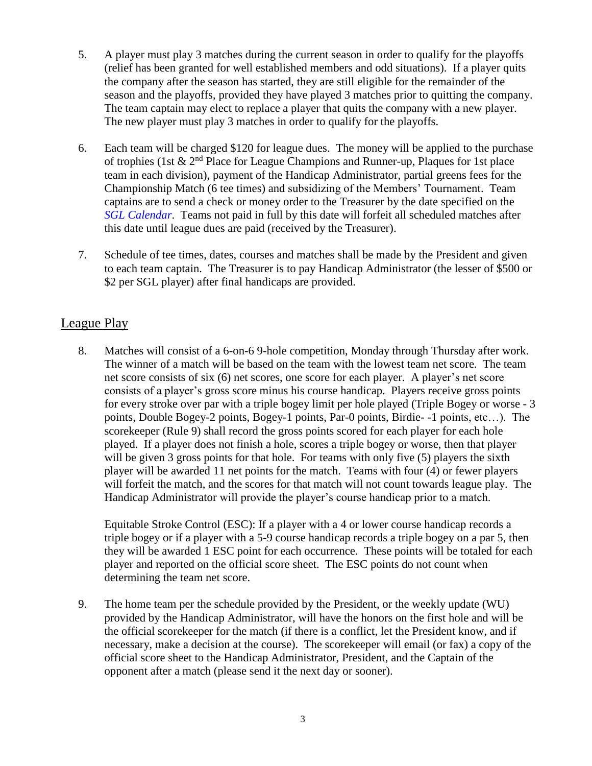5. A player must play 3 matches during the current season in order to qualify for the playoffs (relief has been granted for well established members and odd situations). If a player quits the company after the season has started, they are still eligible for the remainder of the season and the playoffs, provided they have played 3 matches prior to quitting the company. The team captain may elect to replace a player that quits the company with a new player. The new player must play 3 matches in order to qualify for the playoffs.

6. Each team will be charged $120 for league dues. The money will be applied to the purchase of trophies (1st & 2nd Place for League Champions and Runner-up, Plaques for 1st place team in each division), payment of the Handicap Administrator, partial greens fees for the Championship Match (6 tee times) and subsidizing of the Members' Tournament. Team captains are to send a check or money order to the Treasurer by the date specified on the *SGL Calendar*. Teams not paid in full by this date will forfeit all scheduled matches after this date until league dues are paid (received by the Treasurer).

7. Schedule of tee times, dates, courses and matches shall be made by the President and given to each team captain. The Treasurer is to pay Handicap Administrator (the lesser of $500 or $2 per SGL player) after final handicaps are provided.

## League Play

8. Matches will consist of a 6-on-6 9-hole competition, Monday through Thursday after work. The winner of a match will be based on the team with the lowest team net score. The team net score consists of six (6) net scores, one score for each player. A player's net score consists of a player's gross score minus his course handicap. Players receive gross points for every stroke over par with a triple bogey limit per hole played (Triple Bogey or worse - 3 points, Double Bogey-2 points, Bogey-1 points, Par-0 points, Birdie- -1 points, etc…). The scorekeeper (Rule 9) shall record the gross points scored for each player for each hole played. If a player does not finish a hole, scores a triple bogey or worse, then that player will be given 3 gross points for that hole. For teams with only five (5) players the sixth player will be awarded 11 net points for the match. Teams with four (4) or fewer players will forfeit the match, and the scores for that match will not count towards league play. The Handicap Administrator will provide the player's course handicap prior to a match.

   Equitable Stroke Control (ESC): If a player with a 4 or lower course handicap records a triple bogey or if a player with a 5-9 course handicap records a triple bogey on a par 5, then they will be awarded 1 ESC point for each occurrence. These points will be totaled for each player and reported on the official score sheet. The ESC points do not count when determining the team net score.

9. The home team per the schedule provided by the President, or the weekly update (WU) provided by the Handicap Administrator, will have the honors on the first hole and will be the official scorekeeper for the match (if there is a conflict, let the President know, and if necessary, make a decision at the course). The scorekeeper will email (or fax) a copy of the official score sheet to the Handicap Administrator, President, and the Captain of the opponent after a match (please send it the next day or sooner).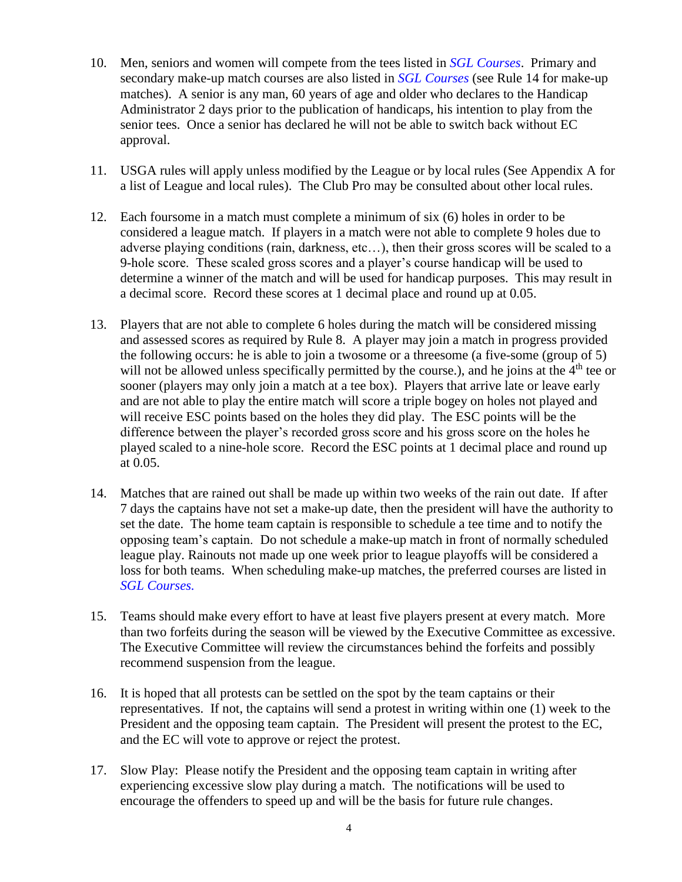10. Men, seniors and women will compete from the tees listed in *SGL Courses*. Primary and secondary make-up match courses are also listed in *SGL Courses* (see Rule 14 for make-up matches). A senior is any man, 60 years of age and older who declares to the Handicap Administrator 2 days prior to the publication of handicaps, his intention to play from the senior tees. Once a senior has declared he will not be able to switch back without EC approval.

11. USGA rules will apply unless modified by the League or by local rules (See Appendix A for a list of League and local rules). The Club Pro may be consulted about other local rules.

12. Each foursome in a match must complete a minimum of six (6) holes in order to be considered a league match. If players in a match were not able to complete 9 holes due to adverse playing conditions (rain, darkness, etc…), then their gross scores will be scaled to a 9-hole score. These scaled gross scores and a player's course handicap will be used to determine a winner of the match and will be used for handicap purposes. This may result in a decimal score. Record these scores at 1 decimal place and round up at 0.05.

13. Players that are not able to complete 6 holes during the match will be considered missing and assessed scores as required by Rule 8. A player may join a match in progress provided the following occurs: he is able to join a twosome or a threesome (a five-some (group of 5) will not be allowed unless specifically permitted by the course.), and he joins at the 4th tee or sooner (players may only join a match at a tee box). Players that arrive late or leave early and are not able to play the entire match will score a triple bogey on holes not played and will receive ESC points based on the holes they did play. The ESC points will be the difference between the player's recorded gross score and his gross score on the holes he played scaled to a nine-hole score. Record the ESC points at 1 decimal place and round up at 0.05.

14. Matches that are rained out shall be made up within two weeks of the rain out date. If after 7 days the captains have not set a make-up date, then the president will have the authority to set the date. The home team captain is responsible to schedule a tee time and to notify the opposing team's captain. Do not schedule a make-up match in front of normally scheduled league play. Rainouts not made up one week prior to league playoffs will be considered a loss for both teams. When scheduling make-up matches, the preferred courses are listed in *SGL Courses.*

15. Teams should make every effort to have at least five players present at every match. More than two forfeits during the season will be viewed by the Executive Committee as excessive. The Executive Committee will review the circumstances behind the forfeits and possibly recommend suspension from the league.

16. It is hoped that all protests can be settled on the spot by the team captains or their representatives. If not, the captains will send a protest in writing within one (1) week to the President and the opposing team captain. The President will present the protest to the EC, and the EC will vote to approve or reject the protest.

17. Slow Play: Please notify the President and the opposing team captain in writing after experiencing excessive slow play during a match. The notifications will be used to encourage the offenders to speed up and will be the basis for future rule changes.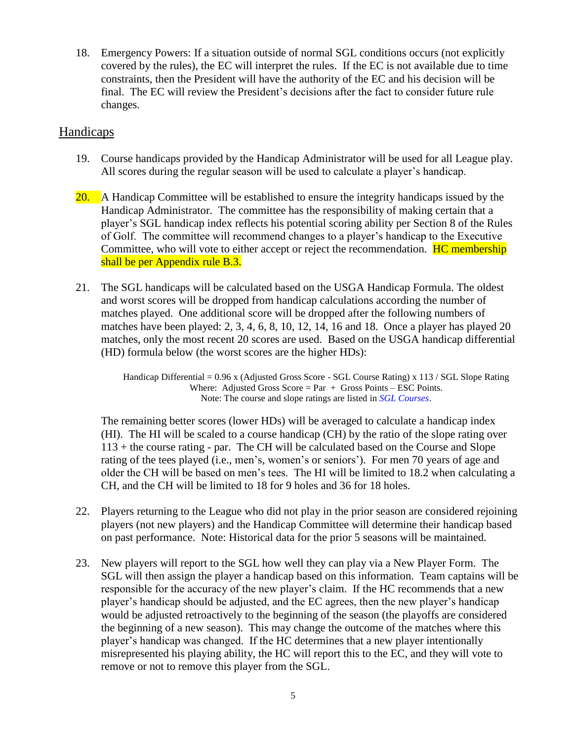18. Emergency Powers: If a situation outside of normal SGL conditions occurs (not explicitly covered by the rules), the EC will interpret the rules. If the EC is not available due to time constraints, then the President will have the authority of the EC and his decision will be final. The EC will review the President's decisions after the fact to consider future rule changes.

## Handicaps

19. Course handicaps provided by the Handicap Administrator will be used for all League play. All scores during the regular season will be used to calculate a player's handicap.

20. A Handicap Committee will be established to ensure the integrity handicaps issued by the Handicap Administrator. The committee has the responsibility of making certain that a player's SGL handicap index reflects his potential scoring ability per Section 8 of the Rules of Golf. The committee will recommend changes to a player's handicap to the Executive Committee, who will vote to either accept or reject the recommendation. HC membership shall be per Appendix rule B.3.

21. The SGL handicaps will be calculated based on the USGA Handicap Formula. The oldest and worst scores will be dropped from handicap calculations according the number of matches played. One additional score will be dropped after the following numbers of matches have been played: 2, 3, 4, 6, 8, 10, 12, 14, 16 and 18. Once a player has played 20 matches, only the most recent 20 scores are used. Based on the USGA handicap differential (HD) formula below (the worst scores are the higher HDs):

    Handicap Differential = 0.96 x (Adjusted Gross Score - SGL Course Rating) x 113 / SGL Slope Rating
    Where: Adjusted Gross Score = Par + Gross Points – ESC Points.
    Note: The course and slope ratings are listed in *SGL Courses*.

    The remaining better scores (lower HDs) will be averaged to calculate a handicap index (HI). The HI will be scaled to a course handicap (CH) by the ratio of the slope rating over 113 + the course rating - par. The CH will be calculated based on the Course and Slope rating of the tees played (i.e., men's, women's or seniors'). For men 70 years of age and older the CH will be based on men's tees. The HI will be limited to 18.2 when calculating a CH, and the CH will be limited to 18 for 9 holes and 36 for 18 holes.

22. Players returning to the League who did not play in the prior season are considered rejoining players (not new players) and the Handicap Committee will determine their handicap based on past performance. Note: Historical data for the prior 5 seasons will be maintained.

23. New players will report to the SGL how well they can play via a New Player Form. The SGL will then assign the player a handicap based on this information. Team captains will be responsible for the accuracy of the new player's claim. If the HC recommends that a new player's handicap should be adjusted, and the EC agrees, then the new player's handicap would be adjusted retroactively to the beginning of the season (the playoffs are considered the beginning of a new season). This may change the outcome of the matches where this player's handicap was changed. If the HC determines that a new player intentionally misrepresented his playing ability, the HC will report this to the EC, and they will vote to remove or not to remove this player from the SGL.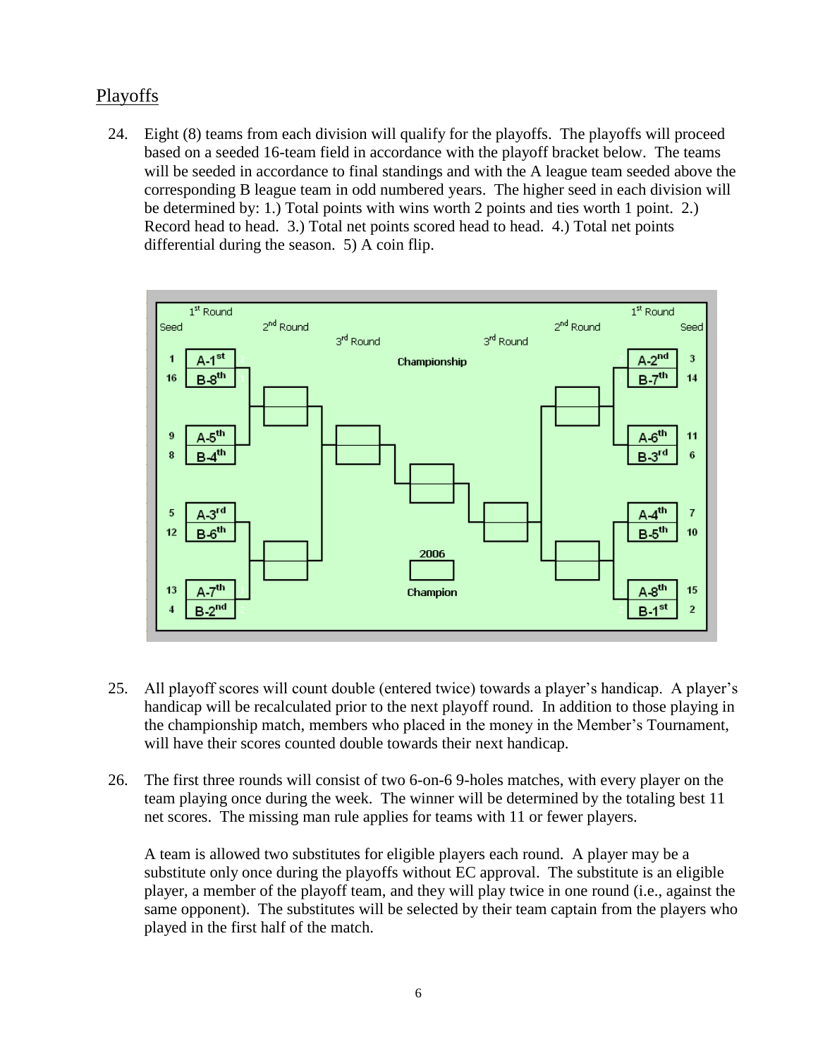## Playoffs

24. Eight (8) teams from each division will qualify for the playoffs. The playoffs will proceed based on a seeded 16-team field in accordance with the playoff bracket below. The teams will be seeded in accordance to final standings and with the A league team seeded above the corresponding B league team in odd numbered years. The higher seed in each division will be determined by: 1.) Total points with wins worth 2 points and ties worth 1 point. 2.) Record head to head. 3.) Total net points scored head to head. 4.) Total net points differential during the season. 5) A coin flip.

| Seed | 1st Round | 2nd Round | 3rd Round | Championship | 3rd Round | 2nd Round | 1st Round | Seed |
|---|---|---|---|---|---|---|---|---|
| 1 | A-1st | | | | | | A-2nd | 3 |
| 16 | B-8th | | | | | | B-7th | 14 |
| 9 | A-5th | | | | | | A-6th | 11 |
| 8 | B-4th | | | | | | B-3rd | 6 |
| 5 | A-3rd | | | | | | A-4th | 7 |
| 12 | B-6th | | | | | | B-5th | 10 |
| 13 | A-7th | | | 2006 Champion | | | A-8th | 15 |
| 4 | B-2nd | | | | | | B-1st | 2 |

25. All playoff scores will count double (entered twice) towards a player's handicap. A player's handicap will be recalculated prior to the next playoff round. In addition to those playing in the championship match, members who placed in the money in the Member's Tournament, will have their scores counted double towards their next handicap.

26. The first three rounds will consist of two 6-on-6 9-holes matches, with every player on the team playing once during the week. The winner will be determined by the totaling best 11 net scores. The missing man rule applies for teams with 11 or fewer players.

    A team is allowed two substitutes for eligible players each round. A player may be a substitute only once during the playoffs without EC approval. The substitute is an eligible player, a member of the playoff team, and they will play twice in one round (i.e., against the same opponent). The substitutes will be selected by their team captain from the players who played in the first half of the match.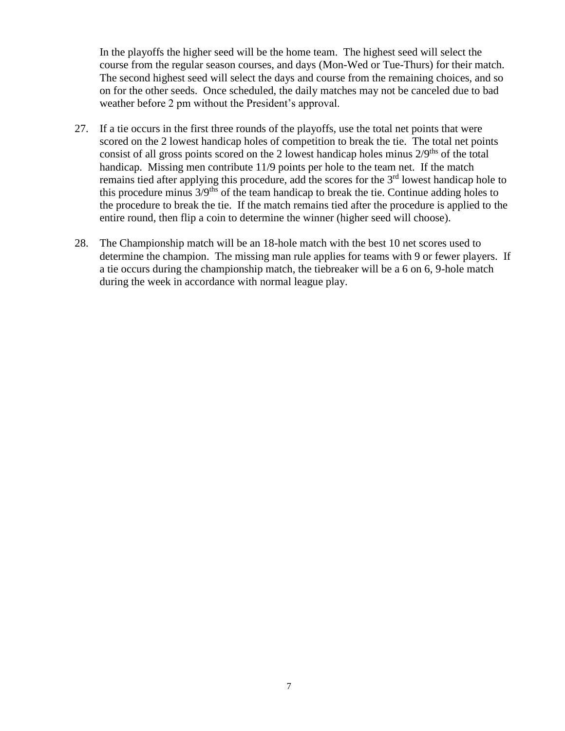In the playoffs the higher seed will be the home team. The highest seed will select the course from the regular season courses, and days (Mon-Wed or Tue-Thurs) for their match. The second highest seed will select the days and course from the remaining choices, and so on for the other seeds. Once scheduled, the daily matches may not be canceled due to bad weather before 2 pm without the President's approval.

27. If a tie occurs in the first three rounds of the playoffs, use the total net points that were scored on the 2 lowest handicap holes of competition to break the tie. The total net points consist of all gross points scored on the 2 lowest handicap holes minus 2/9ths of the total handicap. Missing men contribute 11/9 points per hole to the team net. If the match remains tied after applying this procedure, add the scores for the 3rd lowest handicap hole to this procedure minus 3/9ths of the team handicap to break the tie. Continue adding holes to the procedure to break the tie. If the match remains tied after the procedure is applied to the entire round, then flip a coin to determine the winner (higher seed will choose).

28. The Championship match will be an 18-hole match with the best 10 net scores used to determine the champion. The missing man rule applies for teams with 9 or fewer players. If a tie occurs during the championship match, the tiebreaker will be a 6 on 6, 9-hole match during the week in accordance with normal league play.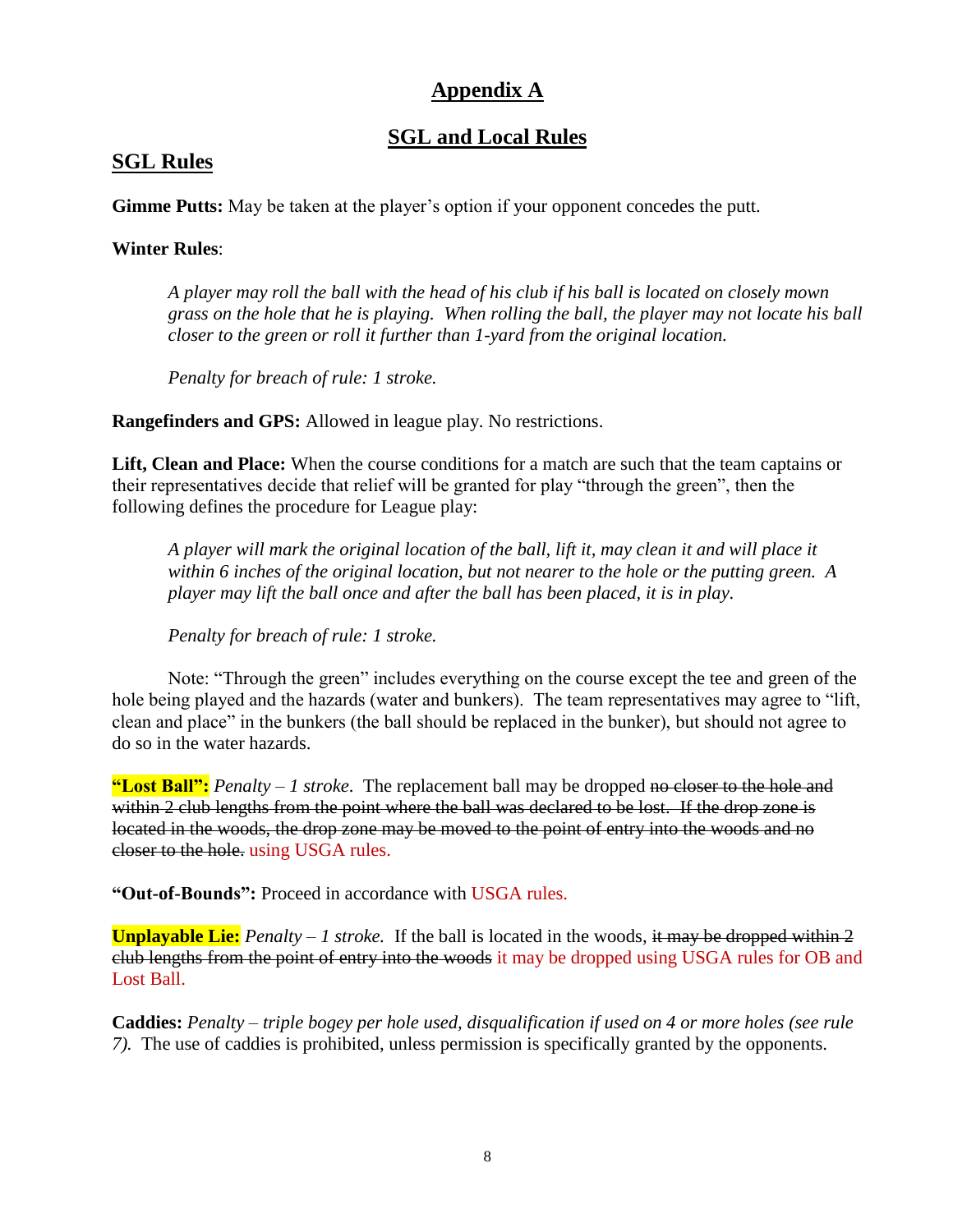# Appendix A

## SGL and Local Rules

## SGL Rules

**Gimme Putts:** May be taken at the player's option if your opponent concedes the putt.

**Winter Rules**:

> *A player may roll the ball with the head of his club if his ball is located on closely mown grass on the hole that he is playing. When rolling the ball, the player may not locate his ball closer to the green or roll it further than 1-yard from the original location.*
>
> *Penalty for breach of rule: 1 stroke.*

**Rangefinders and GPS:** Allowed in league play. No restrictions.

**Lift, Clean and Place:** When the course conditions for a match are such that the team captains or their representatives decide that relief will be granted for play "through the green", then the following defines the procedure for League play:

> *A player will mark the original location of the ball, lift it, may clean it and will place it within 6 inches of the original location, but not nearer to the hole or the putting green. A player may lift the ball once and after the ball has been placed, it is in play.*
>
> *Penalty for breach of rule: 1 stroke.*

Note: "Through the green" includes everything on the course except the tee and green of the hole being played and the hazards (water and bunkers). The team representatives may agree to "lift, clean and place" in the bunkers (the ball should be replaced in the bunker), but should not agree to do so in the water hazards.

**"Lost Ball":** *Penalty – 1 stroke*. The replacement ball may be dropped ~~no closer to the hole and within 2 club lengths from the point where the ball was declared to be lost. If the drop zone is located in the woods, the drop zone may be moved to the point of entry into the woods and no closer to the hole.~~ using USGA rules.

**"Out-of-Bounds":** Proceed in accordance with USGA rules.

**Unplayable Lie:** *Penalty – 1 stroke.* If the ball is located in the woods, ~~it may be dropped within 2 club lengths from the point of entry into the woods~~ it may be dropped using USGA rules for OB and Lost Ball.

**Caddies:** *Penalty – triple bogey per hole used, disqualification if used on 4 or more holes (see rule 7).* The use of caddies is prohibited, unless permission is specifically granted by the opponents.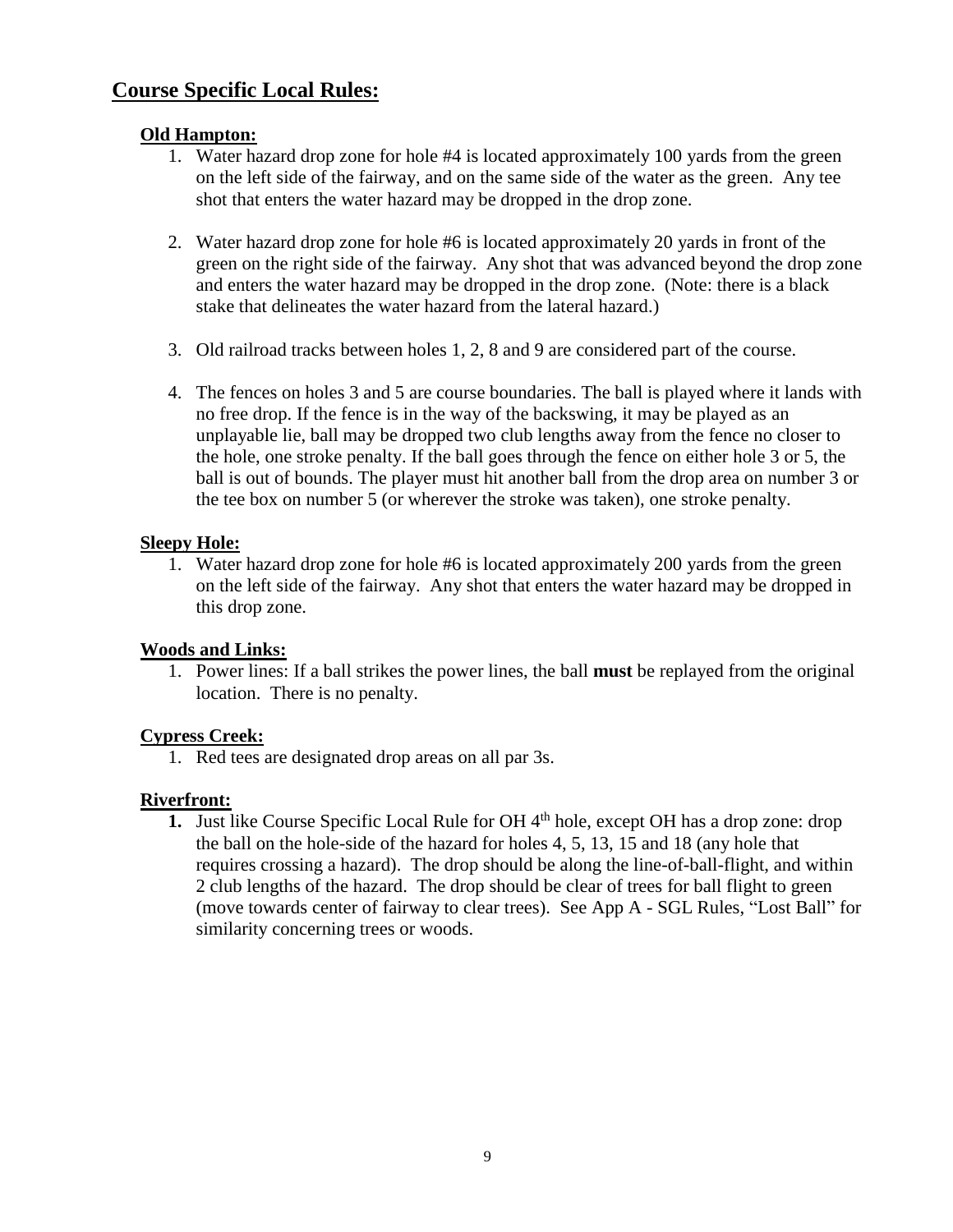## Course Specific Local Rules:

### Old Hampton:

1. Water hazard drop zone for hole #4 is located approximately 100 yards from the green on the left side of the fairway, and on the same side of the water as the green. Any tee shot that enters the water hazard may be dropped in the drop zone.

2. Water hazard drop zone for hole #6 is located approximately 20 yards in front of the green on the right side of the fairway. Any shot that was advanced beyond the drop zone and enters the water hazard may be dropped in the drop zone. (Note: there is a black stake that delineates the water hazard from the lateral hazard.)

3. Old railroad tracks between holes 1, 2, 8 and 9 are considered part of the course.

4. The fences on holes 3 and 5 are course boundaries. The ball is played where it lands with no free drop. If the fence is in the way of the backswing, it may be played as an unplayable lie, ball may be dropped two club lengths away from the fence no closer to the hole, one stroke penalty. If the ball goes through the fence on either hole 3 or 5, the ball is out of bounds. The player must hit another ball from the drop area on number 3 or the tee box on number 5 (or wherever the stroke was taken), one stroke penalty.

### Sleepy Hole:

1. Water hazard drop zone for hole #6 is located approximately 200 yards from the green on the left side of the fairway. Any shot that enters the water hazard may be dropped in this drop zone.

### Woods and Links:

1. Power lines: If a ball strikes the power lines, the ball **must** be replayed from the original location. There is no penalty.

### Cypress Creek:

1. Red tees are designated drop areas on all par 3s.

### Riverfront:

1. Just like Course Specific Local Rule for OH 4th hole, except OH has a drop zone: drop the ball on the hole-side of the hazard for holes 4, 5, 13, 15 and 18 (any hole that requires crossing a hazard). The drop should be along the line-of-ball-flight, and within 2 club lengths of the hazard. The drop should be clear of trees for ball flight to green (move towards center of fairway to clear trees). See App A - SGL Rules, "Lost Ball" for similarity concerning trees or woods.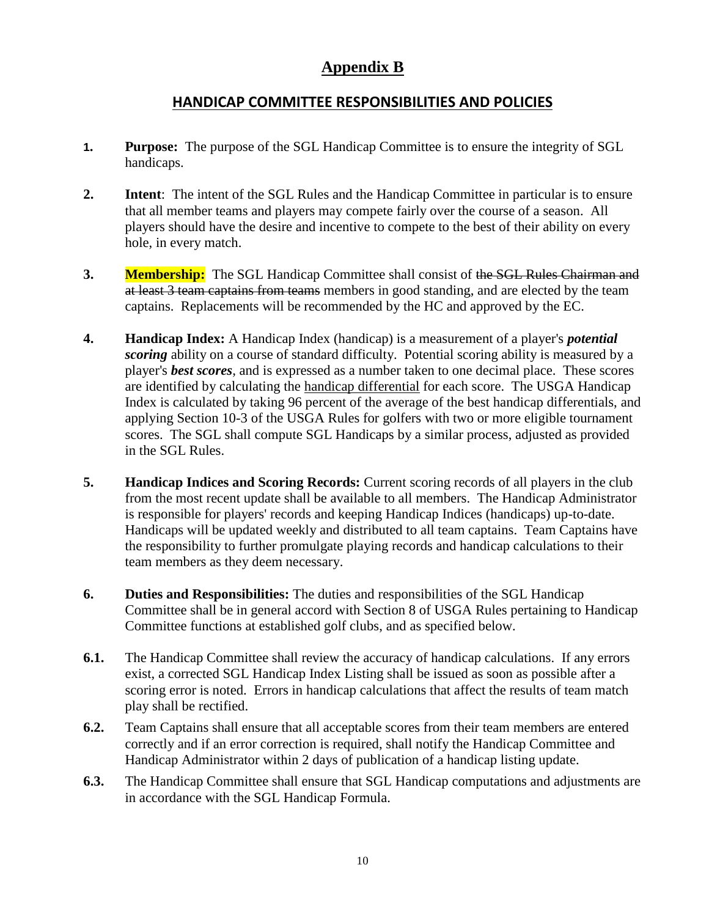# Appendix B

## HANDICAP COMMITTEE RESPONSIBILITIES AND POLICIES

**1.** **Purpose:** The purpose of the SGL Handicap Committee is to ensure the integrity of SGL handicaps.

**2.** **Intent**: The intent of the SGL Rules and the Handicap Committee in particular is to ensure that all member teams and players may compete fairly over the course of a season. All players should have the desire and incentive to compete to the best of their ability on every hole, in every match.

**3.** **Membership:** The SGL Handicap Committee shall consist of ~~the SGL Rules Chairman and at least 3 team captains from teams~~ members in good standing, and are elected by the team captains. Replacements will be recommended by the HC and approved by the EC.

**4.** **Handicap Index:** A Handicap Index (handicap) is a measurement of a player's ***potential scoring*** ability on a course of standard difficulty. Potential scoring ability is measured by a player's ***best scores***, and is expressed as a number taken to one decimal place. These scores are identified by calculating the handicap differential for each score. The USGA Handicap Index is calculated by taking 96 percent of the average of the best handicap differentials, and applying Section 10-3 of the USGA Rules for golfers with two or more eligible tournament scores. The SGL shall compute SGL Handicaps by a similar process, adjusted as provided in the SGL Rules.

**5.** **Handicap Indices and Scoring Records:** Current scoring records of all players in the club from the most recent update shall be available to all members. The Handicap Administrator is responsible for players' records and keeping Handicap Indices (handicaps) up-to-date. Handicaps will be updated weekly and distributed to all team captains. Team Captains have the responsibility to further promulgate playing records and handicap calculations to their team members as they deem necessary.

**6.** **Duties and Responsibilities:** The duties and responsibilities of the SGL Handicap Committee shall be in general accord with Section 8 of USGA Rules pertaining to Handicap Committee functions at established golf clubs, and as specified below.

**6.1.** The Handicap Committee shall review the accuracy of handicap calculations. If any errors exist, a corrected SGL Handicap Index Listing shall be issued as soon as possible after a scoring error is noted. Errors in handicap calculations that affect the results of team match play shall be rectified.

**6.2.** Team Captains shall ensure that all acceptable scores from their team members are entered correctly and if an error correction is required, shall notify the Handicap Committee and Handicap Administrator within 2 days of publication of a handicap listing update.

**6.3.** The Handicap Committee shall ensure that SGL Handicap computations and adjustments are in accordance with the SGL Handicap Formula.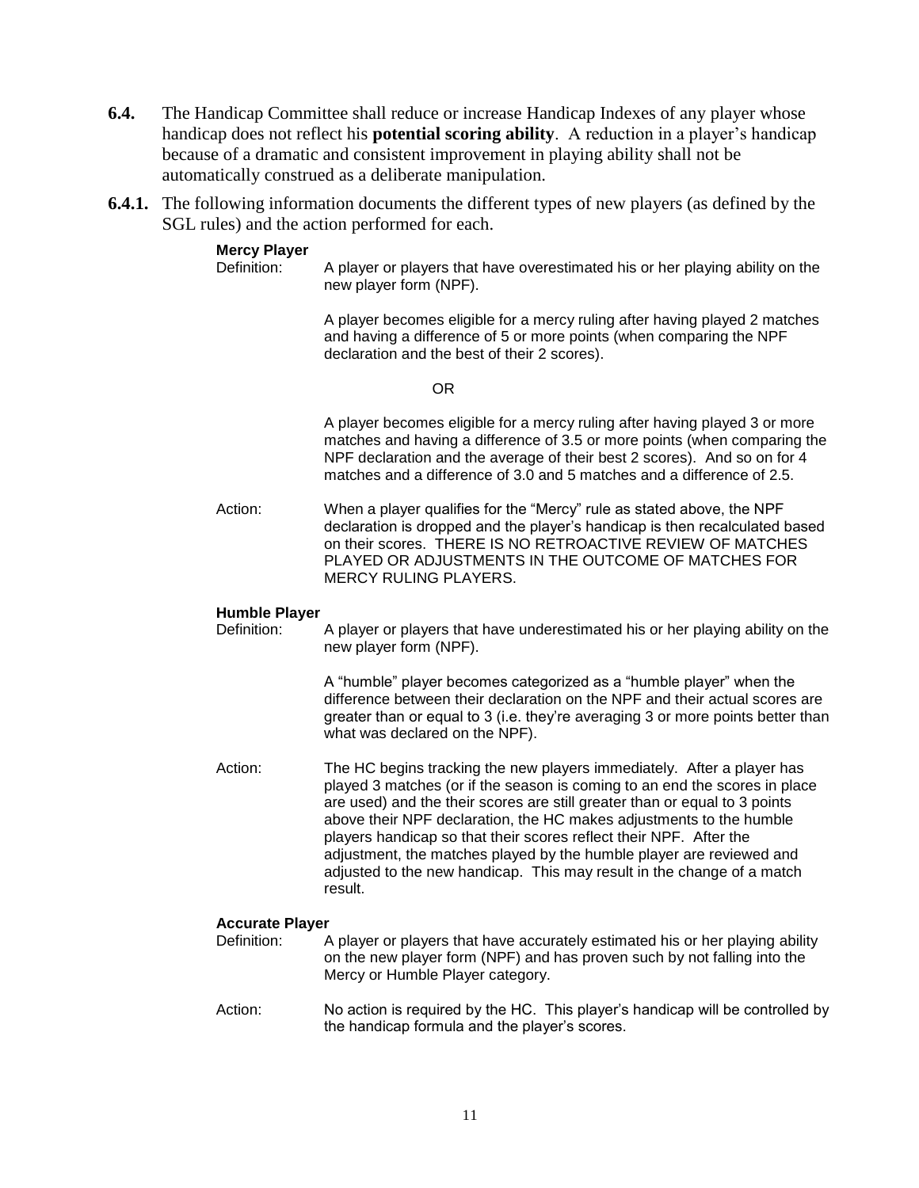**6.4.** The Handicap Committee shall reduce or increase Handicap Indexes of any player whose handicap does not reflect his **potential scoring ability**. A reduction in a player's handicap because of a dramatic and consistent improvement in playing ability shall not be automatically construed as a deliberate manipulation.

**6.4.1.** The following information documents the different types of new players (as defined by the SGL rules) and the action performed for each.

**Mercy Player**

Definition: A player or players that have overestimated his or her playing ability on the new player form (NPF).

A player becomes eligible for a mercy ruling after having played 2 matches and having a difference of 5 or more points (when comparing the NPF declaration and the best of their 2 scores).

OR

A player becomes eligible for a mercy ruling after having played 3 or more matches and having a difference of 3.5 or more points (when comparing the NPF declaration and the average of their best 2 scores). And so on for 4 matches and a difference of 3.0 and 5 matches and a difference of 2.5.

Action: When a player qualifies for the "Mercy" rule as stated above, the NPF declaration is dropped and the player's handicap is then recalculated based on their scores. THERE IS NO RETROACTIVE REVIEW OF MATCHES PLAYED OR ADJUSTMENTS IN THE OUTCOME OF MATCHES FOR MERCY RULING PLAYERS.

**Humble Player**

Definition: A player or players that have underestimated his or her playing ability on the new player form (NPF).

A "humble" player becomes categorized as a "humble player" when the difference between their declaration on the NPF and their actual scores are greater than or equal to 3 (i.e. they're averaging 3 or more points better than what was declared on the NPF).

Action: The HC begins tracking the new players immediately. After a player has played 3 matches (or if the season is coming to an end the scores in place are used) and the their scores are still greater than or equal to 3 points above their NPF declaration, the HC makes adjustments to the humble players handicap so that their scores reflect their NPF. After the adjustment, the matches played by the humble player are reviewed and adjusted to the new handicap. This may result in the change of a match result.

**Accurate Player**

Definition: A player or players that have accurately estimated his or her playing ability on the new player form (NPF) and has proven such by not falling into the Mercy or Humble Player category.

Action: No action is required by the HC. This player's handicap will be controlled by the handicap formula and the player's scores.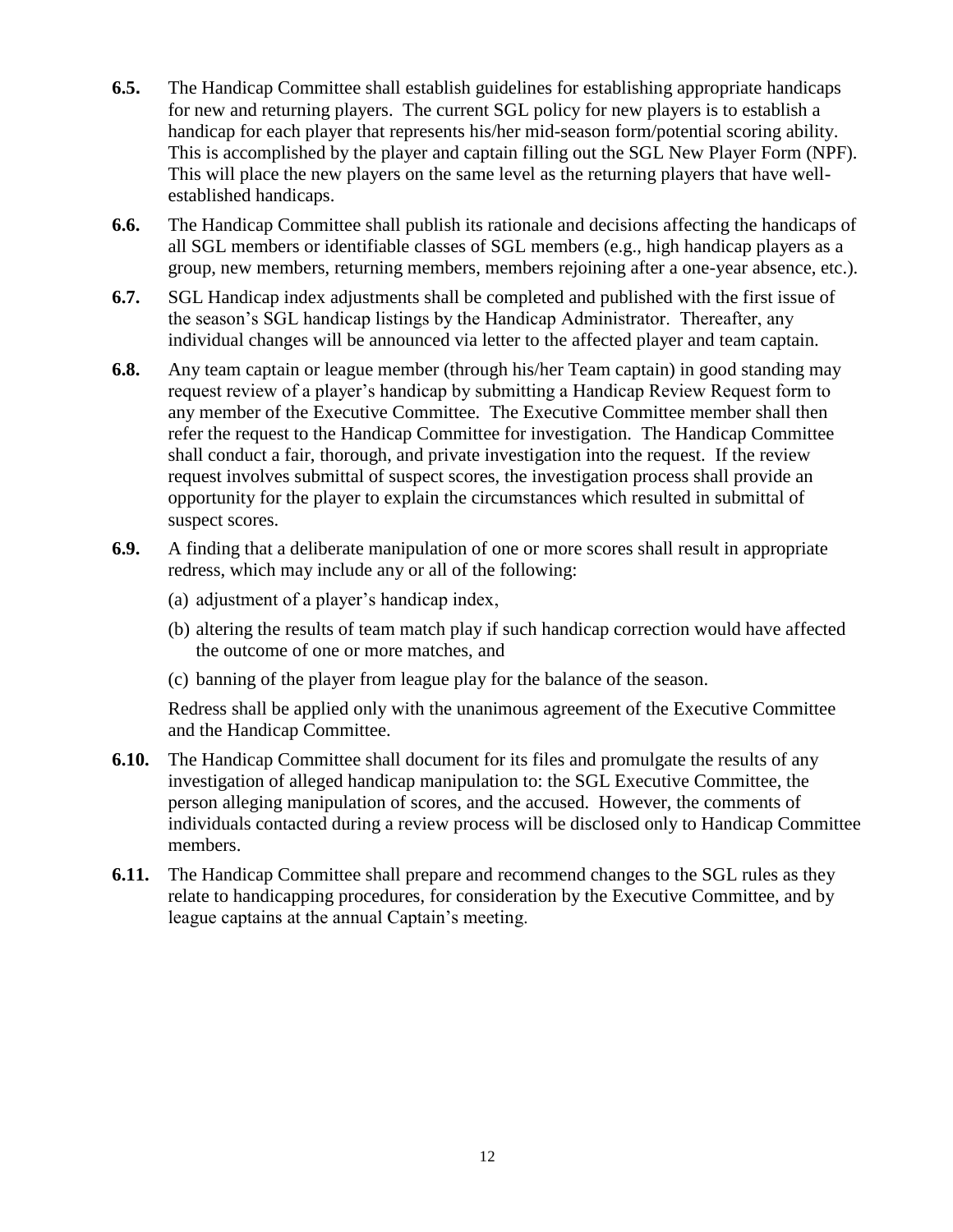**6.5.** The Handicap Committee shall establish guidelines for establishing appropriate handicaps for new and returning players. The current SGL policy for new players is to establish a handicap for each player that represents his/her mid-season form/potential scoring ability. This is accomplished by the player and captain filling out the SGL New Player Form (NPF). This will place the new players on the same level as the returning players that have well-established handicaps.

**6.6.** The Handicap Committee shall publish its rationale and decisions affecting the handicaps of all SGL members or identifiable classes of SGL members (e.g., high handicap players as a group, new members, returning members, members rejoining after a one-year absence, etc.).

**6.7.** SGL Handicap index adjustments shall be completed and published with the first issue of the season's SGL handicap listings by the Handicap Administrator. Thereafter, any individual changes will be announced via letter to the affected player and team captain.

**6.8.** Any team captain or league member (through his/her Team captain) in good standing may request review of a player's handicap by submitting a Handicap Review Request form to any member of the Executive Committee. The Executive Committee member shall then refer the request to the Handicap Committee for investigation. The Handicap Committee shall conduct a fair, thorough, and private investigation into the request. If the review request involves submittal of suspect scores, the investigation process shall provide an opportunity for the player to explain the circumstances which resulted in submittal of suspect scores.

**6.9.** A finding that a deliberate manipulation of one or more scores shall result in appropriate redress, which may include any or all of the following:

(a) adjustment of a player's handicap index,

(b) altering the results of team match play if such handicap correction would have affected the outcome of one or more matches, and

(c) banning of the player from league play for the balance of the season.

Redress shall be applied only with the unanimous agreement of the Executive Committee and the Handicap Committee.

**6.10.** The Handicap Committee shall document for its files and promulgate the results of any investigation of alleged handicap manipulation to: the SGL Executive Committee, the person alleging manipulation of scores, and the accused. However, the comments of individuals contacted during a review process will be disclosed only to Handicap Committee members.

**6.11.** The Handicap Committee shall prepare and recommend changes to the SGL rules as they relate to handicapping procedures, for consideration by the Executive Committee, and by league captains at the annual Captain's meeting.